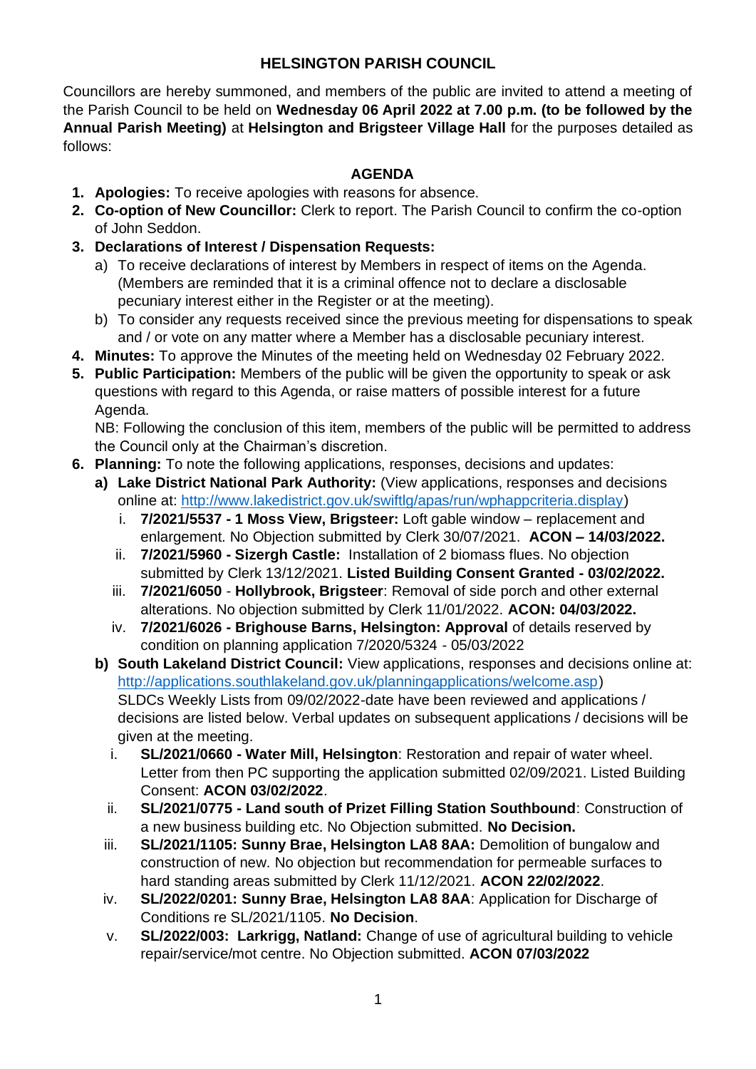# HELSINGTON PARISH COUNCIL

Councillors are hereby summoned, and members of the public are invited to attend a meeting of the Parish Council to be held on **Wednesday 06 April 2022 at 7.00 p.m. (to be followed by the Annual Parish Meeting)** at **Helsington and Brigsteer Village Hall** for the purposes detailed as follows:

## AGENDA

1. **Apologies:** To receive apologies with reasons for absence.
2. **Co-option of New Councillor:** Clerk to report. The Parish Council to confirm the co-option of John Seddon.
3. **Declarations of Interest / Dispensation Requests:**
   a) To receive declarations of interest by Members in respect of items on the Agenda. (Members are reminded that it is a criminal offence not to declare a disclosable pecuniary interest either in the Register or at the meeting).
   b) To consider any requests received since the previous meeting for dispensations to speak and / or vote on any matter where a Member has a disclosable pecuniary interest.
4. **Minutes:** To approve the Minutes of the meeting held on Wednesday 02 February 2022.
5. **Public Participation:** Members of the public will be given the opportunity to speak or ask questions with regard to this Agenda, or raise matters of possible interest for a future Agenda.
   NB: Following the conclusion of this item, members of the public will be permitted to address the Council only at the Chairman's discretion.
6. **Planning:** To note the following applications, responses, decisions and updates:
   **a) Lake District National Park Authority:** (View applications, responses and decisions online at: http://www.lakedistrict.gov.uk/swiftlg/apas/run/wphappcriteria.display)
      i. **7/2021/5537 - 1 Moss View, Brigsteer:** Loft gable window – replacement and enlargement. No Objection submitted by Clerk 30/07/2021. **ACON – 14/03/2022.**
      ii. **7/2021/5960 - Sizergh Castle:** Installation of 2 biomass flues. No objection submitted by Clerk 13/12/2021. **Listed Building Consent Granted - 03/02/2022.**
      iii. **7/2021/6050** - **Hollybrook, Brigsteer**: Removal of side porch and other external alterations. No objection submitted by Clerk 11/01/2022. **ACON: 04/03/2022.**
      iv. **7/2021/6026 - Brighouse Barns, Helsington: Approval** of details reserved by condition on planning application 7/2020/5324 - 05/03/2022
   **b) South Lakeland District Council:** View applications, responses and decisions online at: http://applications.southlakeland.gov.uk/planningapplications/welcome.asp)
   SLDCs Weekly Lists from 09/02/2022-date have been reviewed and applications / decisions are listed below. Verbal updates on subsequent applications / decisions will be given at the meeting.
      i. **SL/2021/0660 - Water Mill, Helsington**: Restoration and repair of water wheel. Letter from then PC supporting the application submitted 02/09/2021. Listed Building Consent: **ACON 03/02/2022**.
      ii. **SL/2021/0775 - Land south of Prizet Filling Station Southbound**: Construction of a new business building etc. No Objection submitted. **No Decision.**
      iii. **SL/2021/1105: Sunny Brae, Helsington LA8 8AA:** Demolition of bungalow and construction of new. No objection but recommendation for permeable surfaces to hard standing areas submitted by Clerk 11/12/2021. **ACON 22/02/2022**.
      iv. **SL/2022/0201: Sunny Brae, Helsington LA8 8AA**: Application for Discharge of Conditions re SL/2021/1105. **No Decision**.
      v. **SL/2022/003: Larkrigg, Natland:** Change of use of agricultural building to vehicle repair/service/mot centre. No Objection submitted. **ACON 07/03/2022**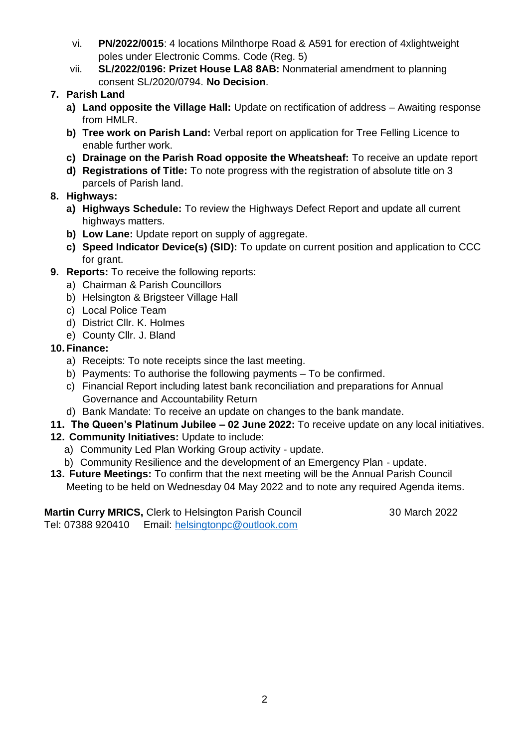vi. **PN/2022/0015**: 4 locations Milnthorpe Road & A591 for erection of 4xlightweight poles under Electronic Comms. Code (Reg. 5)

vii. **SL/2022/0196: Prizet House LA8 8AB:** Nonmaterial amendment to planning consent SL/2020/0794. **No Decision**.

**7. Parish Land**

- **a) Land opposite the Village Hall:** Update on rectification of address – Awaiting response from HMLR.
- **b) Tree work on Parish Land:** Verbal report on application for Tree Felling Licence to enable further work.
- **c) Drainage on the Parish Road opposite the Wheatsheaf:** To receive an update report
- **d) Registrations of Title:** To note progress with the registration of absolute title on 3 parcels of Parish land.

**8. Highways:**

- **a) Highways Schedule:** To review the Highways Defect Report and update all current highways matters.
- **b) Low Lane:** Update report on supply of aggregate.
- **c) Speed Indicator Device(s) (SID):** To update on current position and application to CCC for grant.

**9. Reports:** To receive the following reports:

- a) Chairman & Parish Councillors
- b) Helsington & Brigsteer Village Hall
- c) Local Police Team
- d) District Cllr. K. Holmes
- e) County Cllr. J. Bland

**10. Finance:**

- a) Receipts: To note receipts since the last meeting.
- b) Payments: To authorise the following payments – To be confirmed.
- c) Financial Report including latest bank reconciliation and preparations for Annual Governance and Accountability Return
- d) Bank Mandate: To receive an update on changes to the bank mandate.

**11. The Queen's Platinum Jubilee – 02 June 2022:** To receive update on any local initiatives.

**12. Community Initiatives:** Update to include:

- a) Community Led Plan Working Group activity - update.
- b) Community Resilience and the development of an Emergency Plan - update.

**13. Future Meetings:** To confirm that the next meeting will be the Annual Parish Council Meeting to be held on Wednesday 04 May 2022 and to note any required Agenda items.

**Martin Curry MRICS,** Clerk to Helsington Parish Council 30 March 2022

Tel: 07388 920410 Email: helsingtonpc@outlook.com